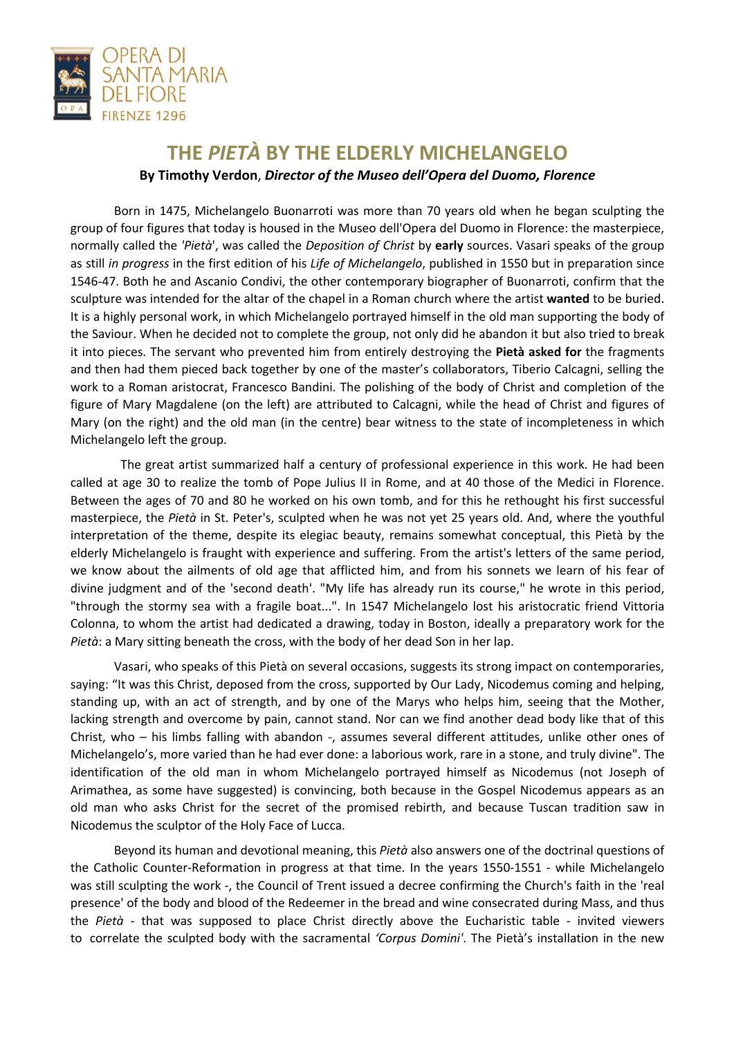OPERA DI SANTA MARIA DEL FIORE
FIRENZE 1296

# THE *PIETÀ* BY THE ELDERLY MICHELANGELO

**By Timothy Verdon**, ***Director of the Museo dell'Opera del Duomo, Florence***

Born in 1475, Michelangelo Buonarroti was more than 70 years old when he began sculpting the group of four figures that today is housed in the Museo dell'Opera del Duomo in Florence: the masterpiece, normally called the *'Pietà*', was called the *Deposition of Christ* by **early** sources. Vasari speaks of the group as still *in progress* in the first edition of his *Life of Michelangelo*, published in 1550 but in preparation since 1546-47. Both he and Ascanio Condivi, the other contemporary biographer of Buonarroti, confirm that the sculpture was intended for the altar of the chapel in a Roman church where the artist **wanted** to be buried. It is a highly personal work, in which Michelangelo portrayed himself in the old man supporting the body of the Saviour. When he decided not to complete the group, not only did he abandon it but also tried to break it into pieces. The servant who prevented him from entirely destroying the **Pietà asked for** the fragments and then had them pieced back together by one of the master's collaborators, Tiberio Calcagni, selling the work to a Roman aristocrat, Francesco Bandini. The polishing of the body of Christ and completion of the figure of Mary Magdalene (on the left) are attributed to Calcagni, while the head of Christ and figures of Mary (on the right) and the old man (in the centre) bear witness to the state of incompleteness in which Michelangelo left the group.

The great artist summarized half a century of professional experience in this work. He had been called at age 30 to realize the tomb of Pope Julius II in Rome, and at 40 those of the Medici in Florence. Between the ages of 70 and 80 he worked on his own tomb, and for this he rethought his first successful masterpiece, the *Pietà* in St. Peter's, sculpted when he was not yet 25 years old. And, where the youthful interpretation of the theme, despite its elegiac beauty, remains somewhat conceptual, this Pietà by the elderly Michelangelo is fraught with experience and suffering. From the artist's letters of the same period, we know about the ailments of old age that afflicted him, and from his sonnets we learn of his fear of divine judgment and of the 'second death'. "My life has already run its course," he wrote in this period, "through the stormy sea with a fragile boat...". In 1547 Michelangelo lost his aristocratic friend Vittoria Colonna, to whom the artist had dedicated a drawing, today in Boston, ideally a preparatory work for the *Pietà*: a Mary sitting beneath the cross, with the body of her dead Son in her lap.

Vasari, who speaks of this Pietà on several occasions, suggests its strong impact on contemporaries, saying: "It was this Christ, deposed from the cross, supported by Our Lady, Nicodemus coming and helping, standing up, with an act of strength, and by one of the Marys who helps him, seeing that the Mother, lacking strength and overcome by pain, cannot stand. Nor can we find another dead body like that of this Christ, who – his limbs falling with abandon -, assumes several different attitudes, unlike other ones of Michelangelo's, more varied than he had ever done: a laborious work, rare in a stone, and truly divine". The identification of the old man in whom Michelangelo portrayed himself as Nicodemus (not Joseph of Arimathea, as some have suggested) is convincing, both because in the Gospel Nicodemus appears as an old man who asks Christ for the secret of the promised rebirth, and because Tuscan tradition saw in Nicodemus the sculptor of the Holy Face of Lucca.

Beyond its human and devotional meaning, this *Pietà* also answers one of the doctrinal questions of the Catholic Counter-Reformation in progress at that time. In the years 1550-1551 - while Michelangelo was still sculpting the work -, the Council of Trent issued a decree confirming the Church's faith in the 'real presence' of the body and blood of the Redeemer in the bread and wine consecrated during Mass, and thus the *Pietà* - that was supposed to place Christ directly above the Eucharistic table - invited viewers to correlate the sculpted body with the sacramental *'Corpus Domini'*. The Pietà's installation in the new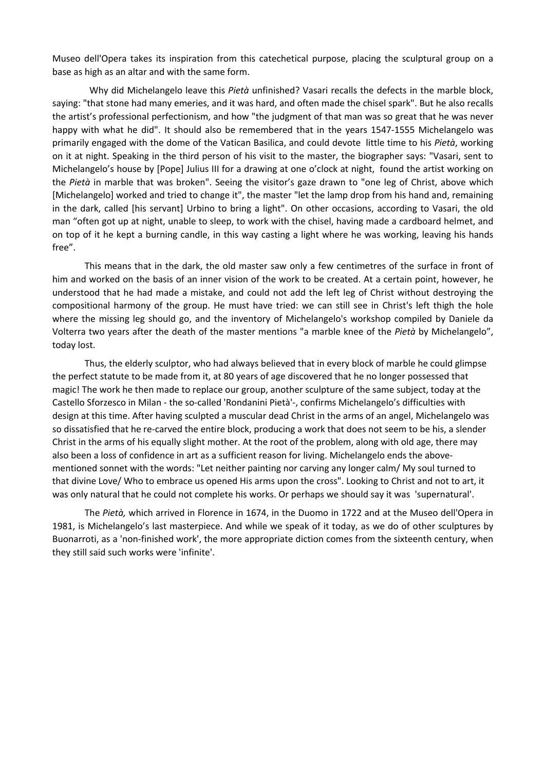Museo dell'Opera takes its inspiration from this catechetical purpose, placing the sculptural group on a base as high as an altar and with the same form.

Why did Michelangelo leave this *Pietà* unfinished? Vasari recalls the defects in the marble block, saying: "that stone had many emeries, and it was hard, and often made the chisel spark". But he also recalls the artist's professional perfectionism, and how "the judgment of that man was so great that he was never happy with what he did". It should also be remembered that in the years 1547-1555 Michelangelo was primarily engaged with the dome of the Vatican Basilica, and could devote little time to his *Pietà*, working on it at night. Speaking in the third person of his visit to the master, the biographer says: "Vasari, sent to Michelangelo's house by [Pope] Julius III for a drawing at one o'clock at night, found the artist working on the *Pietà* in marble that was broken". Seeing the visitor's gaze drawn to "one leg of Christ, above which [Michelangelo] worked and tried to change it", the master "let the lamp drop from his hand and, remaining in the dark, called [his servant] Urbino to bring a light". On other occasions, according to Vasari, the old man "often got up at night, unable to sleep, to work with the chisel, having made a cardboard helmet, and on top of it he kept a burning candle, in this way casting a light where he was working, leaving his hands free".

This means that in the dark, the old master saw only a few centimetres of the surface in front of him and worked on the basis of an inner vision of the work to be created. At a certain point, however, he understood that he had made a mistake, and could not add the left leg of Christ without destroying the compositional harmony of the group. He must have tried: we can still see in Christ's left thigh the hole where the missing leg should go, and the inventory of Michelangelo's workshop compiled by Daniele da Volterra two years after the death of the master mentions "a marble knee of the *Pietà* by Michelangelo", today lost.

Thus, the elderly sculptor, who had always believed that in every block of marble he could glimpse the perfect statute to be made from it, at 80 years of age discovered that he no longer possessed that magic! The work he then made to replace our group, another sculpture of the same subject, today at the Castello Sforzesco in Milan - the so-called 'Rondanini Pietà'-, confirms Michelangelo's difficulties with design at this time. After having sculpted a muscular dead Christ in the arms of an angel, Michelangelo was so dissatisfied that he re-carved the entire block, producing a work that does not seem to be his, a slender Christ in the arms of his equally slight mother. At the root of the problem, along with old age, there may also been a loss of confidence in art as a sufficient reason for living. Michelangelo ends the above-mentioned sonnet with the words: "Let neither painting nor carving any longer calm/ My soul turned to that divine Love/ Who to embrace us opened His arms upon the cross". Looking to Christ and not to art, it was only natural that he could not complete his works. Or perhaps we should say it was 'supernatural'.

The *Pietà,* which arrived in Florence in 1674, in the Duomo in 1722 and at the Museo dell'Opera in 1981, is Michelangelo's last masterpiece. And while we speak of it today, as we do of other sculptures by Buonarroti, as a 'non-finished work', the more appropriate diction comes from the sixteenth century, when they still said such works were 'infinite'.